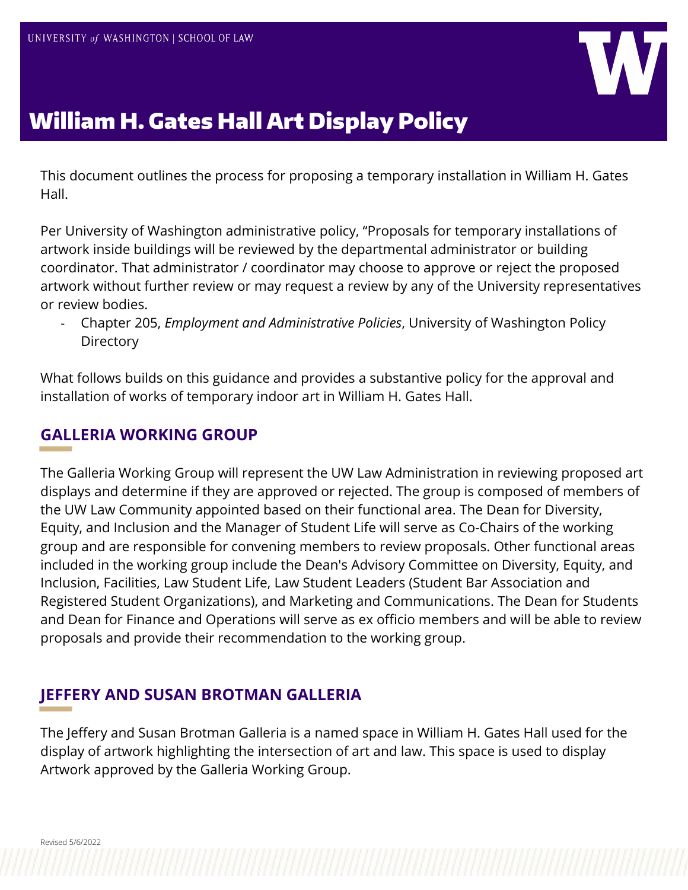UNIVERSITY of WASHINGTON | SCHOOL OF LAW

# William H. Gates Hall Art Display Policy

This document outlines the process for proposing a temporary installation in William H. Gates Hall.

Per University of Washington administrative policy, "Proposals for temporary installations of artwork inside buildings will be reviewed by the departmental administrator or building coordinator. That administrator / coordinator may choose to approve or reject the proposed artwork without further review or may request a review by any of the University representatives or review bodies.

- Chapter 205, *Employment and Administrative Policies*, University of Washington Policy Directory

What follows builds on this guidance and provides a substantive policy for the approval and installation of works of temporary indoor art in William H. Gates Hall.

## GALLERIA WORKING GROUP

The Galleria Working Group will represent the UW Law Administration in reviewing proposed art displays and determine if they are approved or rejected. The group is composed of members of the UW Law Community appointed based on their functional area. The Dean for Diversity, Equity, and Inclusion and the Manager of Student Life will serve as Co-Chairs of the working group and are responsible for convening members to review proposals. Other functional areas included in the working group include the Dean's Advisory Committee on Diversity, Equity, and Inclusion, Facilities, Law Student Life, Law Student Leaders (Student Bar Association and Registered Student Organizations), and Marketing and Communications. The Dean for Students and Dean for Finance and Operations will serve as ex officio members and will be able to review proposals and provide their recommendation to the working group.

## JEFFERY AND SUSAN BROTMAN GALLERIA

The Jeffery and Susan Brotman Galleria is a named space in William H. Gates Hall used for the display of artwork highlighting the intersection of art and law. This space is used to display Artwork approved by the Galleria Working Group.

Revised 5/6/2022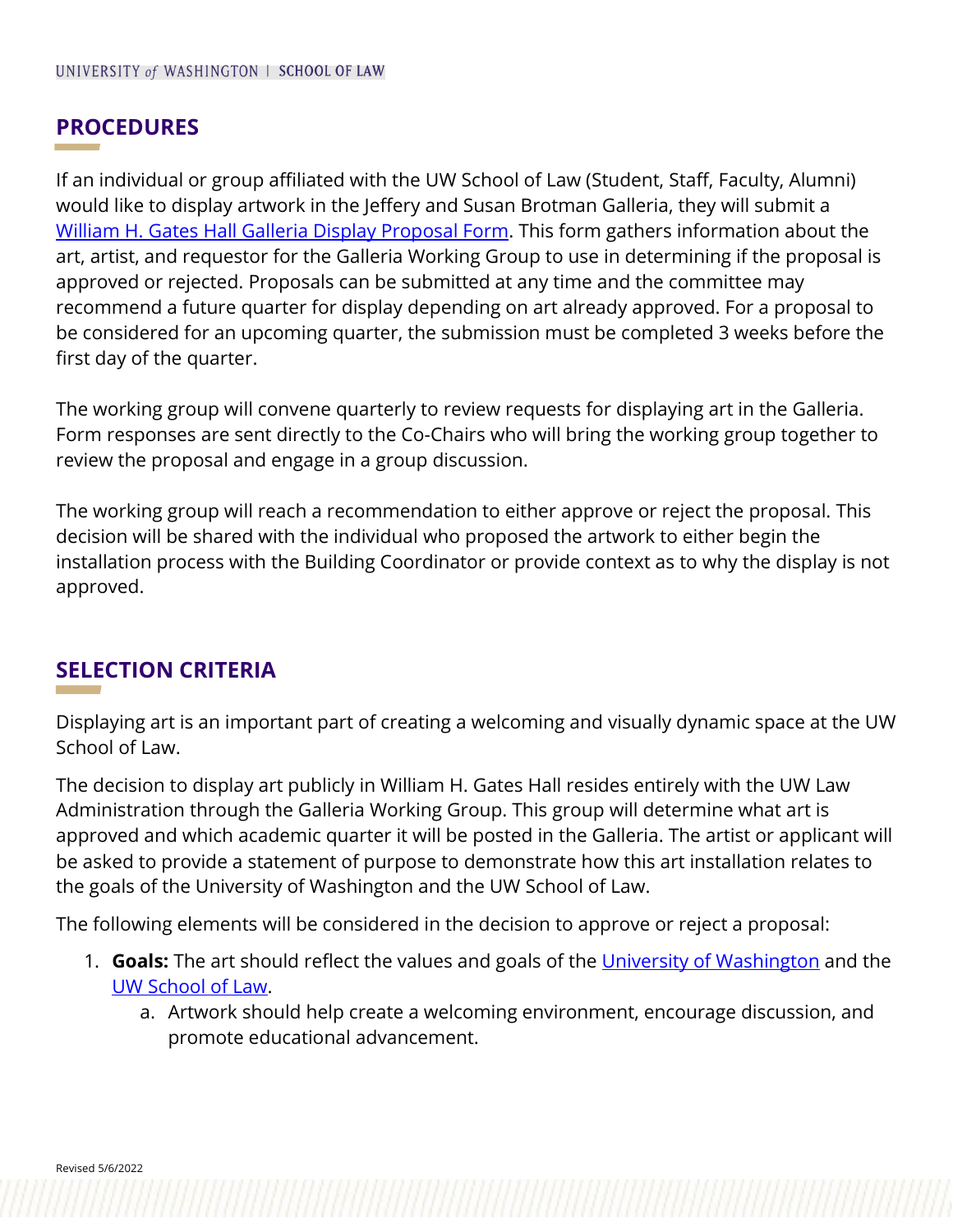## PROCEDURES

If an individual or group affiliated with the UW School of Law (Student, Staff, Faculty, Alumni) would like to display artwork in the Jeffery and Susan Brotman Galleria, they will submit a William H. Gates Hall Galleria Display Proposal Form. This form gathers information about the art, artist, and requestor for the Galleria Working Group to use in determining if the proposal is approved or rejected. Proposals can be submitted at any time and the committee may recommend a future quarter for display depending on art already approved. For a proposal to be considered for an upcoming quarter, the submission must be completed 3 weeks before the first day of the quarter.

The working group will convene quarterly to review requests for displaying art in the Galleria. Form responses are sent directly to the Co-Chairs who will bring the working group together to review the proposal and engage in a group discussion.

The working group will reach a recommendation to either approve or reject the proposal. This decision will be shared with the individual who proposed the artwork to either begin the installation process with the Building Coordinator or provide context as to why the display is not approved.

## SELECTION CRITERIA

Displaying art is an important part of creating a welcoming and visually dynamic space at the UW School of Law.

The decision to display art publicly in William H. Gates Hall resides entirely with the UW Law Administration through the Galleria Working Group. This group will determine what art is approved and which academic quarter it will be posted in the Galleria. The artist or applicant will be asked to provide a statement of purpose to demonstrate how this art installation relates to the goals of the University of Washington and the UW School of Law.

The following elements will be considered in the decision to approve or reject a proposal:

1. **Goals:** The art should reflect the values and goals of the University of Washington and the UW School of Law.
   a. Artwork should help create a welcoming environment, encourage discussion, and promote educational advancement.

Revised 5/6/2022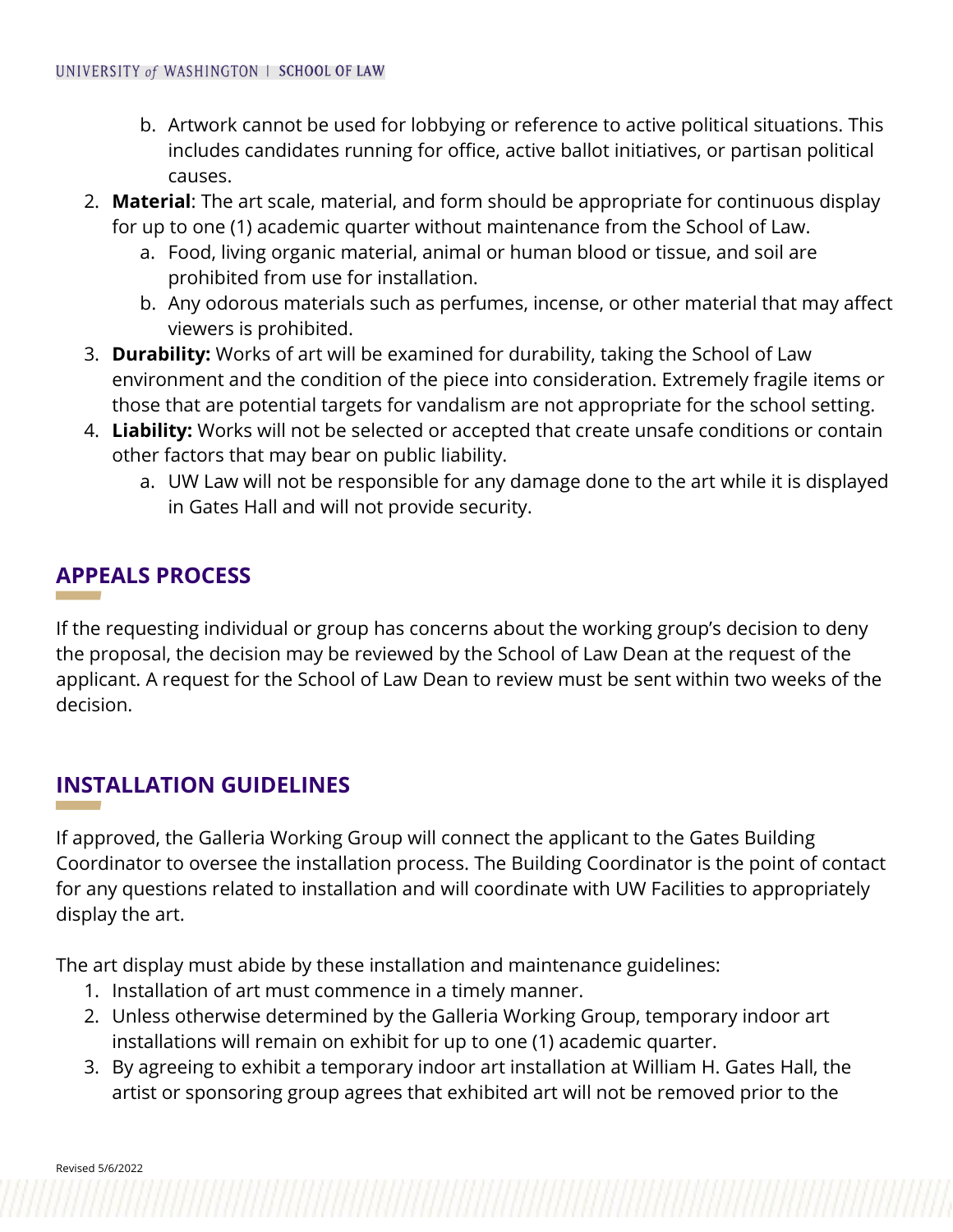b. Artwork cannot be used for lobbying or reference to active political situations. This includes candidates running for office, active ballot initiatives, or partisan political causes.

2. **Material**: The art scale, material, and form should be appropriate for continuous display for up to one (1) academic quarter without maintenance from the School of Law.
   a. Food, living organic material, animal or human blood or tissue, and soil are prohibited from use for installation.
   b. Any odorous materials such as perfumes, incense, or other material that may affect viewers is prohibited.
3. **Durability:** Works of art will be examined for durability, taking the School of Law environment and the condition of the piece into consideration. Extremely fragile items or those that are potential targets for vandalism are not appropriate for the school setting.
4. **Liability:** Works will not be selected or accepted that create unsafe conditions or contain other factors that may bear on public liability.
   a. UW Law will not be responsible for any damage done to the art while it is displayed in Gates Hall and will not provide security.

## APPEALS PROCESS

If the requesting individual or group has concerns about the working group's decision to deny the proposal, the decision may be reviewed by the School of Law Dean at the request of the applicant. A request for the School of Law Dean to review must be sent within two weeks of the decision.

## INSTALLATION GUIDELINES

If approved, the Galleria Working Group will connect the applicant to the Gates Building Coordinator to oversee the installation process. The Building Coordinator is the point of contact for any questions related to installation and will coordinate with UW Facilities to appropriately display the art.

The art display must abide by these installation and maintenance guidelines:

1. Installation of art must commence in a timely manner.
2. Unless otherwise determined by the Galleria Working Group, temporary indoor art installations will remain on exhibit for up to one (1) academic quarter.
3. By agreeing to exhibit a temporary indoor art installation at William H. Gates Hall, the artist or sponsoring group agrees that exhibited art will not be removed prior to the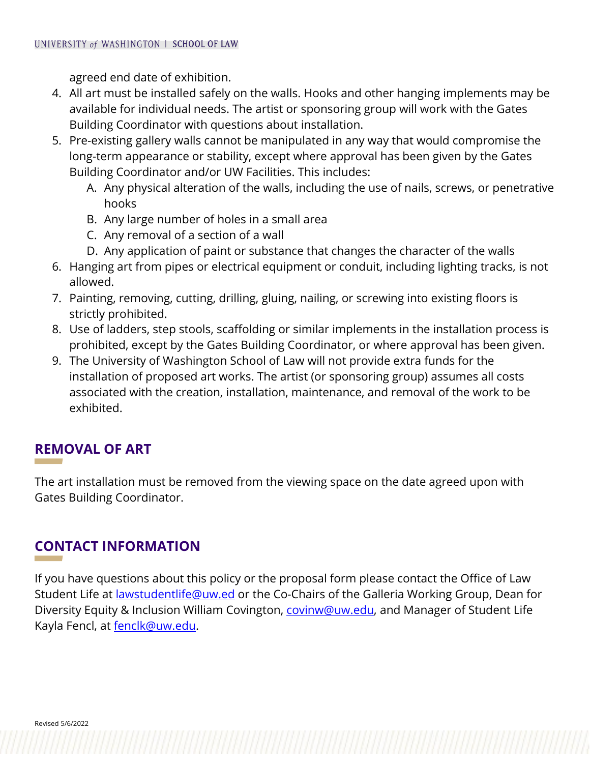agreed end date of exhibition.

4. All art must be installed safely on the walls. Hooks and other hanging implements may be available for individual needs. The artist or sponsoring group will work with the Gates Building Coordinator with questions about installation.
5. Pre-existing gallery walls cannot be manipulated in any way that would compromise the long-term appearance or stability, except where approval has been given by the Gates Building Coordinator and/or UW Facilities. This includes:
   A. Any physical alteration of the walls, including the use of nails, screws, or penetrative hooks
   B. Any large number of holes in a small area
   C. Any removal of a section of a wall
   D. Any application of paint or substance that changes the character of the walls
6. Hanging art from pipes or electrical equipment or conduit, including lighting tracks, is not allowed.
7. Painting, removing, cutting, drilling, gluing, nailing, or screwing into existing floors is strictly prohibited.
8. Use of ladders, step stools, scaffolding or similar implements in the installation process is prohibited, except by the Gates Building Coordinator, or where approval has been given.
9. The University of Washington School of Law will not provide extra funds for the installation of proposed art works. The artist (or sponsoring group) assumes all costs associated with the creation, installation, maintenance, and removal of the work to be exhibited.

## REMOVAL OF ART

The art installation must be removed from the viewing space on the date agreed upon with Gates Building Coordinator.

## CONTACT INFORMATION

If you have questions about this policy or the proposal form please contact the Office of Law Student Life at lawstudentlife@uw.ed or the Co-Chairs of the Galleria Working Group, Dean for Diversity Equity & Inclusion William Covington, covinw@uw.edu, and Manager of Student Life Kayla Fencl, at fenclk@uw.edu.

Revised 5/6/2022